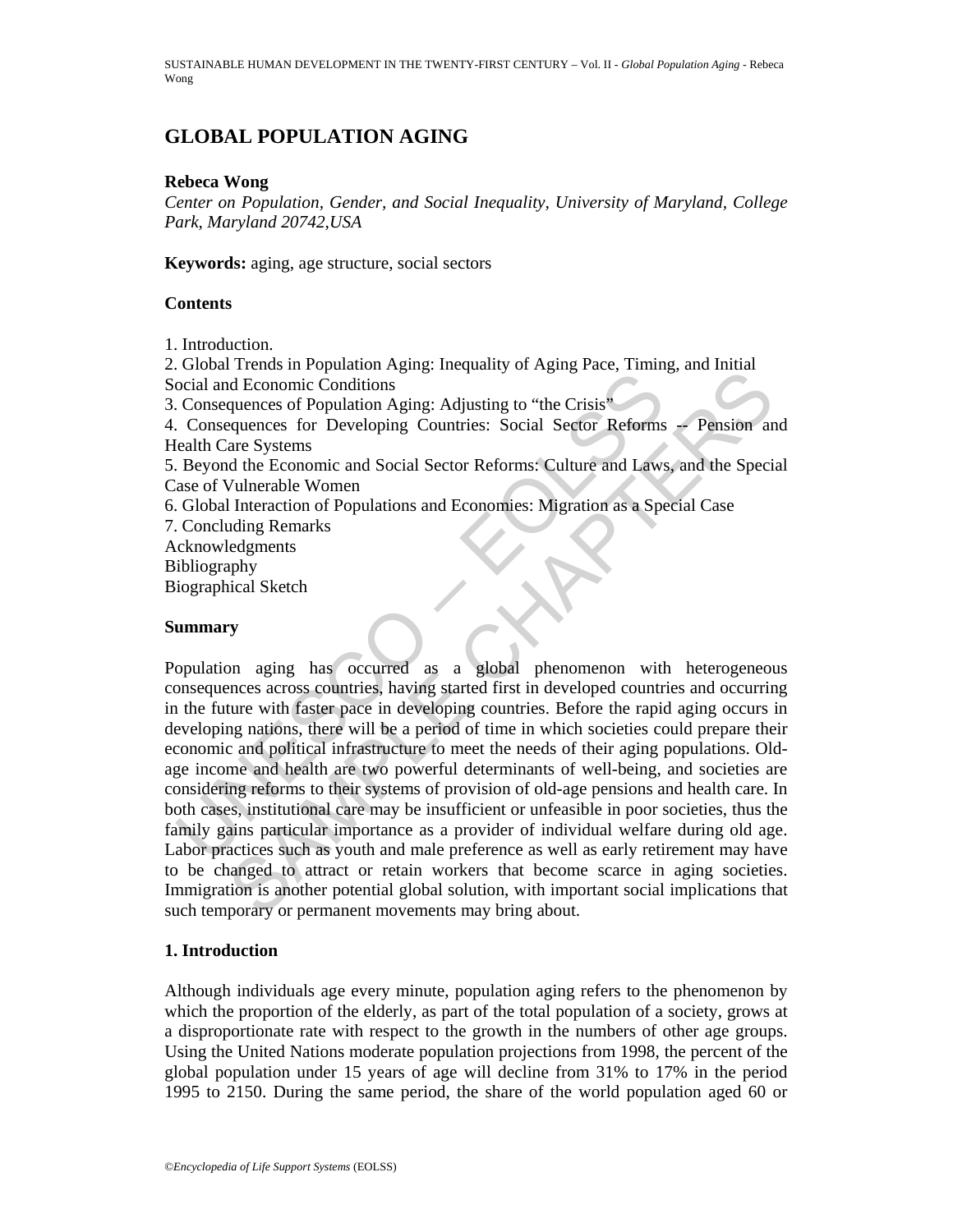# GLOBAL POPULATION AGING

**Rebeca Wong**

*Center on Population, Gender, and Social Inequality, University of Maryland, College Park, Maryland 20742,USA*

**Keywords:** aging, age structure, social sectors

## Contents

1. Introduction.
2. Global Trends in Population Aging: Inequality of Aging Pace, Timing, and Initial Social and Economic Conditions
3. Consequences of Population Aging: Adjusting to "the Crisis"
4. Consequences for Developing Countries: Social Sector Reforms -- Pension and Health Care Systems
5. Beyond the Economic and Social Sector Reforms: Culture and Laws, and the Special Case of Vulnerable Women
6. Global Interaction of Populations and Economies: Migration as a Special Case
7. Concluding Remarks

Acknowledgments
Bibliography
Biographical Sketch

## Summary

Population aging has occurred as a global phenomenon with heterogeneous consequences across countries, having started first in developed countries and occurring in the future with faster pace in developing countries. Before the rapid aging occurs in developing nations, there will be a period of time in which societies could prepare their economic and political infrastructure to meet the needs of their aging populations. Old-age income and health are two powerful determinants of well-being, and societies are considering reforms to their systems of provision of old-age pensions and health care. In both cases, institutional care may be insufficient or unfeasible in poor societies, thus the family gains particular importance as a provider of individual welfare during old age. Labor practices such as youth and male preference as well as early retirement may have to be changed to attract or retain workers that become scarce in aging societies. Immigration is another potential global solution, with important social implications that such temporary or permanent movements may bring about.

## 1. Introduction

Although individuals age every minute, population aging refers to the phenomenon by which the proportion of the elderly, as part of the total population of a society, grows at a disproportionate rate with respect to the growth in the numbers of other age groups. Using the United Nations moderate population projections from 1998, the percent of the global population under 15 years of age will decline from 31% to 17% in the period 1995 to 2150. During the same period, the share of the world population aged 60 or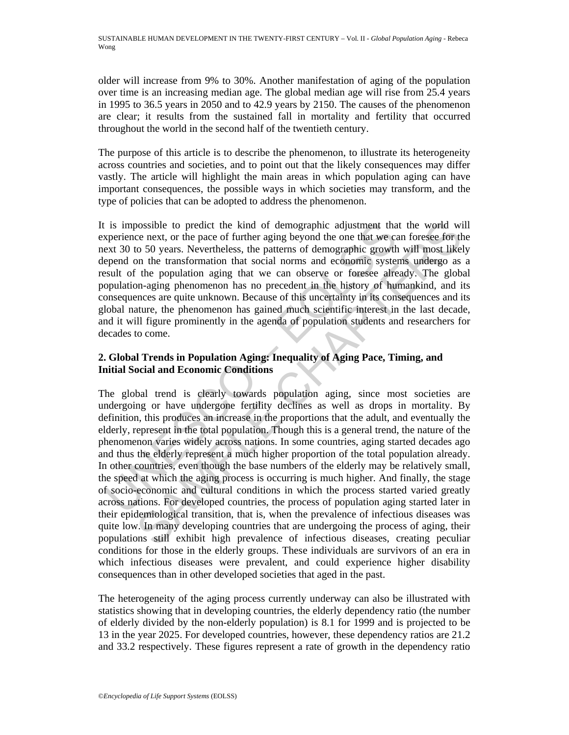older will increase from 9% to 30%. Another manifestation of aging of the population over time is an increasing median age. The global median age will rise from 25.4 years in 1995 to 36.5 years in 2050 and to 42.9 years by 2150. The causes of the phenomenon are clear; it results from the sustained fall in mortality and fertility that occurred throughout the world in the second half of the twentieth century.

The purpose of this article is to describe the phenomenon, to illustrate its heterogeneity across countries and societies, and to point out that the likely consequences may differ vastly. The article will highlight the main areas in which population aging can have important consequences, the possible ways in which societies may transform, and the type of policies that can be adopted to address the phenomenon.

It is impossible to predict the kind of demographic adjustment that the world will experience next, or the pace of further aging beyond the one that we can foresee for the next 30 to 50 years. Nevertheless, the patterns of demographic growth will most likely depend on the transformation that social norms and economic systems undergo as a result of the population aging that we can observe or foresee already. The global population-aging phenomenon has no precedent in the history of humankind, and its consequences are quite unknown. Because of this uncertainty in its consequences and its global nature, the phenomenon has gained much scientific interest in the last decade, and it will figure prominently in the agenda of population students and researchers for decades to come.

## 2. Global Trends in Population Aging: Inequality of Aging Pace, Timing, and Initial Social and Economic Conditions

The global trend is clearly towards population aging, since most societies are undergoing or have undergone fertility declines as well as drops in mortality. By definition, this produces an increase in the proportions that the adult, and eventually the elderly, represent in the total population. Though this is a general trend, the nature of the phenomenon varies widely across nations. In some countries, aging started decades ago and thus the elderly represent a much higher proportion of the total population already. In other countries, even though the base numbers of the elderly may be relatively small, the speed at which the aging process is occurring is much higher. And finally, the stage of socio-economic and cultural conditions in which the process started varied greatly across nations. For developed countries, the process of population aging started later in their epidemiological transition, that is, when the prevalence of infectious diseases was quite low. In many developing countries that are undergoing the process of aging, their populations still exhibit high prevalence of infectious diseases, creating peculiar conditions for those in the elderly groups. These individuals are survivors of an era in which infectious diseases were prevalent, and could experience higher disability consequences than in other developed societies that aged in the past.

The heterogeneity of the aging process currently underway can also be illustrated with statistics showing that in developing countries, the elderly dependency ratio (the number of elderly divided by the non-elderly population) is 8.1 for 1999 and is projected to be 13 in the year 2025. For developed countries, however, these dependency ratios are 21.2 and 33.2 respectively. These figures represent a rate of growth in the dependency ratio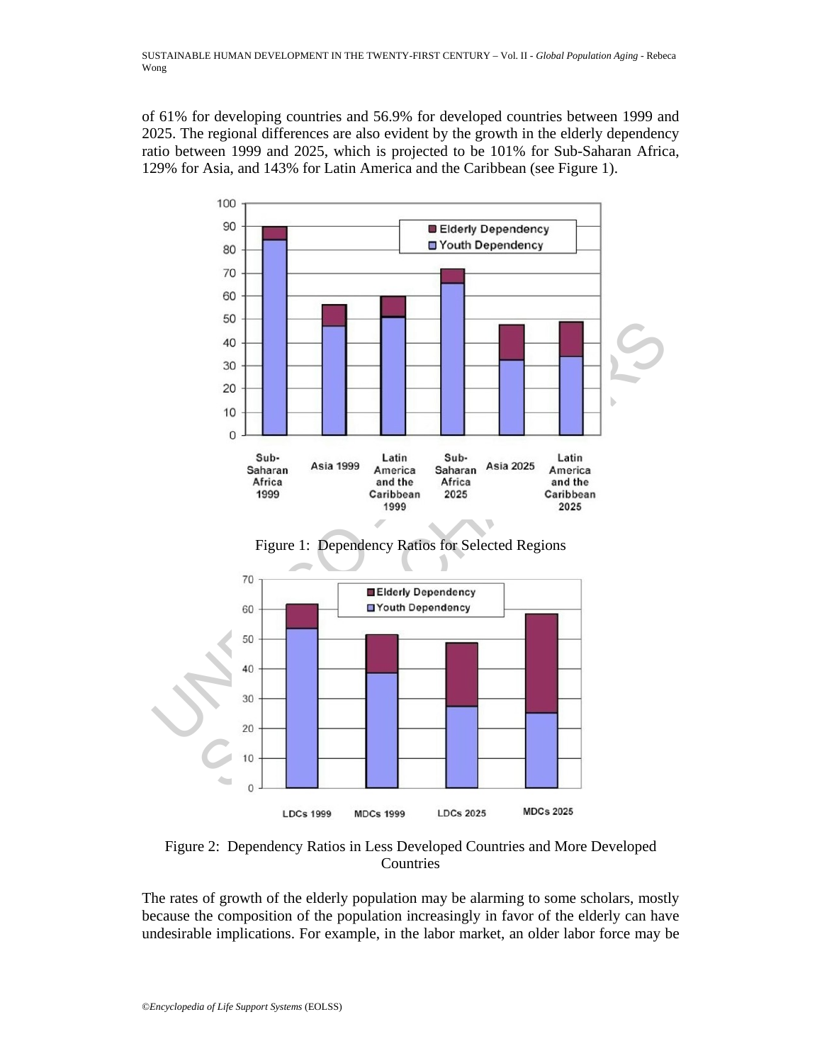of 61% for developing countries and 56.9% for developed countries between 1999 and 2025. The regional differences are also evident by the growth in the elderly dependency ratio between 1999 and 2025, which is projected to be 101% for Sub-Saharan Africa, 129% for Asia, and 143% for Latin America and the Caribbean (see Figure 1).

Figure 1: Dependency Ratios for Selected Regions

Figure 2: Dependency Ratios in Less Developed Countries and More Developed Countries

The rates of growth of the elderly population may be alarming to some scholars, mostly because the composition of the population increasingly in favor of the elderly can have undesirable implications. For example, in the labor market, an older labor force may be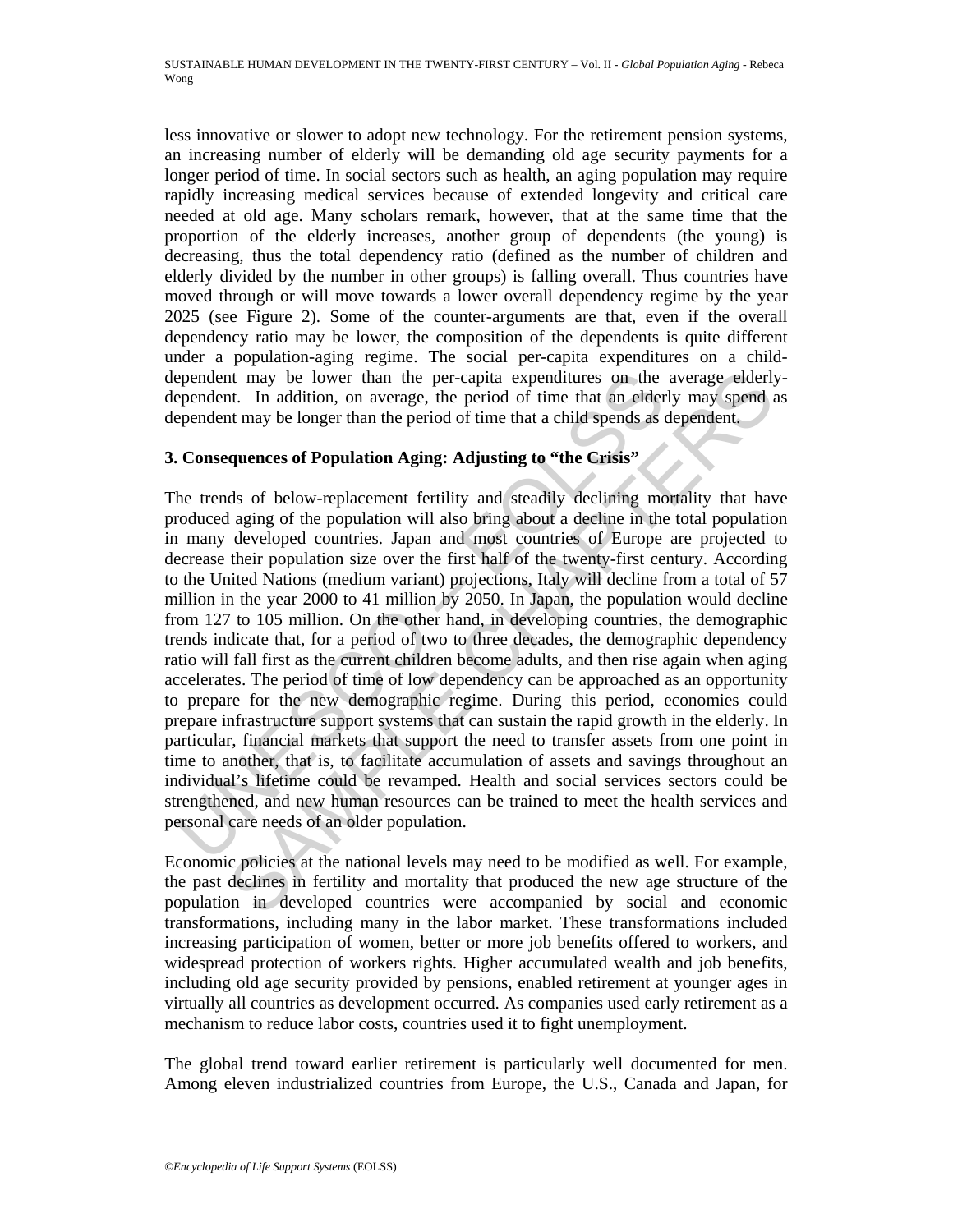less innovative or slower to adopt new technology. For the retirement pension systems, an increasing number of elderly will be demanding old age security payments for a longer period of time. In social sectors such as health, an aging population may require rapidly increasing medical services because of extended longevity and critical care needed at old age. Many scholars remark, however, that at the same time that the proportion of the elderly increases, another group of dependents (the young) is decreasing, thus the total dependency ratio (defined as the number of children and elderly divided by the number in other groups) is falling overall. Thus countries have moved through or will move towards a lower overall dependency regime by the year 2025 (see Figure 2). Some of the counter-arguments are that, even if the overall dependency ratio may be lower, the composition of the dependents is quite different under a population-aging regime. The social per-capita expenditures on a child-dependent may be lower than the per-capita expenditures on the average elderly-dependent. In addition, on average, the period of time that an elderly may spend as dependent may be longer than the period of time that a child spends as dependent.

## 3. Consequences of Population Aging: Adjusting to "the Crisis"

The trends of below-replacement fertility and steadily declining mortality that have produced aging of the population will also bring about a decline in the total population in many developed countries. Japan and most countries of Europe are projected to decrease their population size over the first half of the twenty-first century. According to the United Nations (medium variant) projections, Italy will decline from a total of 57 million in the year 2000 to 41 million by 2050. In Japan, the population would decline from 127 to 105 million. On the other hand, in developing countries, the demographic trends indicate that, for a period of two to three decades, the demographic dependency ratio will fall first as the current children become adults, and then rise again when aging accelerates. The period of time of low dependency can be approached as an opportunity to prepare for the new demographic regime. During this period, economies could prepare infrastructure support systems that can sustain the rapid growth in the elderly. In particular, financial markets that support the need to transfer assets from one point in time to another, that is, to facilitate accumulation of assets and savings throughout an individual's lifetime could be revamped. Health and social services sectors could be strengthened, and new human resources can be trained to meet the health services and personal care needs of an older population.

Economic policies at the national levels may need to be modified as well. For example, the past declines in fertility and mortality that produced the new age structure of the population in developed countries were accompanied by social and economic transformations, including many in the labor market. These transformations included increasing participation of women, better or more job benefits offered to workers, and widespread protection of workers rights. Higher accumulated wealth and job benefits, including old age security provided by pensions, enabled retirement at younger ages in virtually all countries as development occurred. As companies used early retirement as a mechanism to reduce labor costs, countries used it to fight unemployment.

The global trend toward earlier retirement is particularly well documented for men. Among eleven industrialized countries from Europe, the U.S., Canada and Japan, for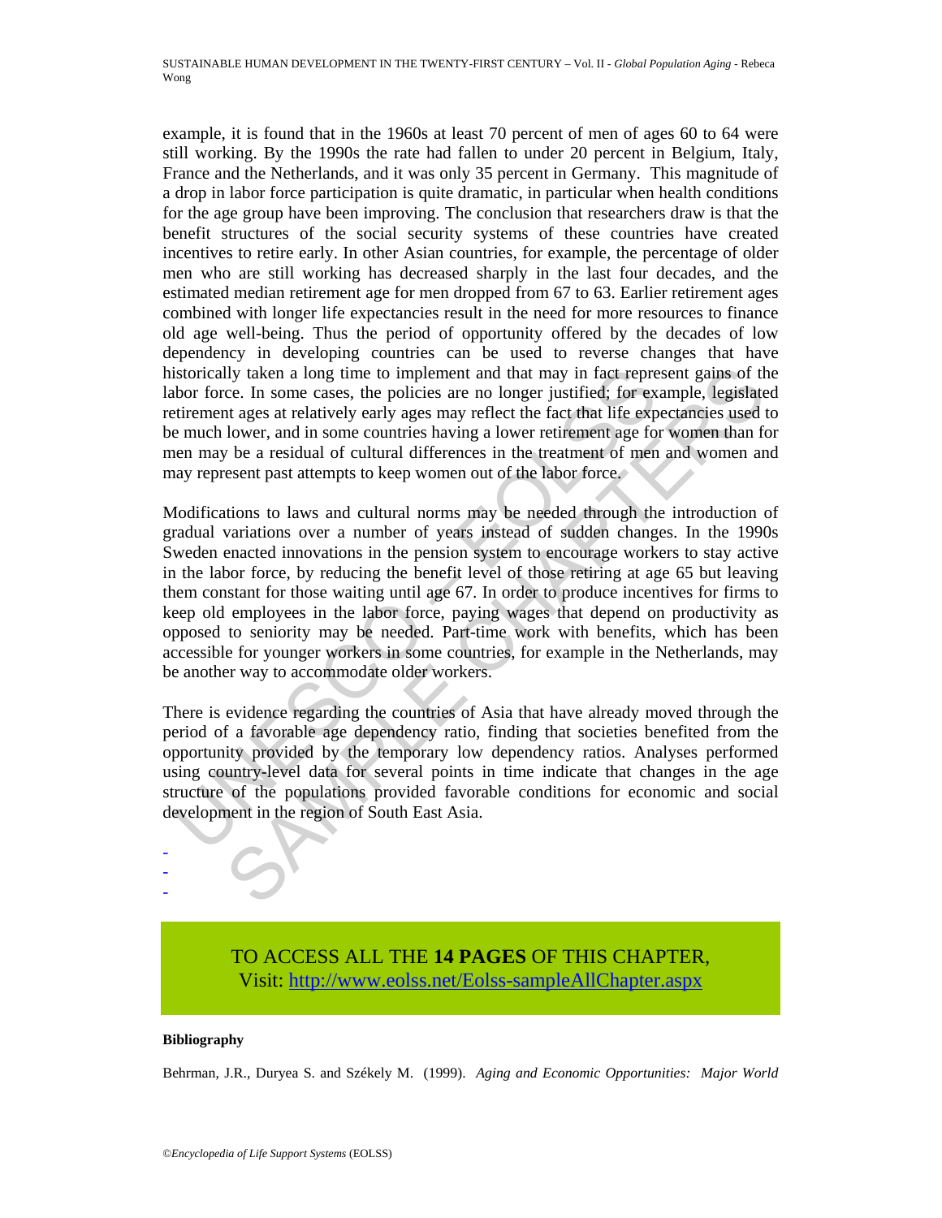example, it is found that in the 1960s at least 70 percent of men of ages 60 to 64 were still working. By the 1990s the rate had fallen to under 20 percent in Belgium, Italy, France and the Netherlands, and it was only 35 percent in Germany. This magnitude of a drop in labor force participation is quite dramatic, in particular when health conditions for the age group have been improving. The conclusion that researchers draw is that the benefit structures of the social security systems of these countries have created incentives to retire early. In other Asian countries, for example, the percentage of older men who are still working has decreased sharply in the last four decades, and the estimated median retirement age for men dropped from 67 to 63. Earlier retirement ages combined with longer life expectancies result in the need for more resources to finance old age well-being. Thus the period of opportunity offered by the decades of low dependency in developing countries can be used to reverse changes that have historically taken a long time to implement and that may in fact represent gains of the labor force. In some cases, the policies are no longer justified; for example, legislated retirement ages at relatively early ages may reflect the fact that life expectancies used to be much lower, and in some countries having a lower retirement age for women than for men may be a residual of cultural differences in the treatment of men and women and may represent past attempts to keep women out of the labor force.

Modifications to laws and cultural norms may be needed through the introduction of gradual variations over a number of years instead of sudden changes. In the 1990s Sweden enacted innovations in the pension system to encourage workers to stay active in the labor force, by reducing the benefit level of those retiring at age 65 but leaving them constant for those waiting until age 67. In order to produce incentives for firms to keep old employees in the labor force, paying wages that depend on productivity as opposed to seniority may be needed. Part-time work with benefits, which has been accessible for younger workers in some countries, for example in the Netherlands, may be another way to accommodate older workers.

There is evidence regarding the countries of Asia that have already moved through the period of a favorable age dependency ratio, finding that societies benefited from the opportunity provided by the temporary low dependency ratios. Analyses performed using country-level data for several points in time indicate that changes in the age structure of the populations provided favorable conditions for economic and social development in the region of South East Asia.

-
-
-

TO ACCESS ALL THE **14 PAGES** OF THIS CHAPTER,
Visit: http://www.eolss.net/Eolss-sampleAllChapter.aspx

**Bibliography**

Behrman, J.R., Duryea S. and Székely M. (1999). *Aging and Economic Opportunities: Major World*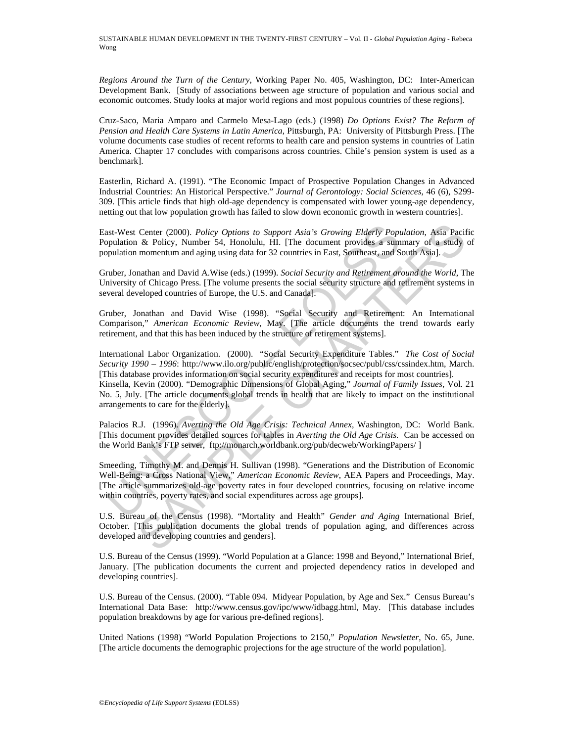*Regions Around the Turn of the Century*, Working Paper No. 405, Washington, DC: Inter-American Development Bank. [Study of associations between age structure of population and various social and economic outcomes. Study looks at major world regions and most populous countries of these regions].

Cruz-Saco, Maria Amparo and Carmelo Mesa-Lago (eds.) (1998) *Do Options Exist? The Reform of Pension and Health Care Systems in Latin America,* Pittsburgh, PA: University of Pittsburgh Press. [The volume documents case studies of recent reforms to health care and pension systems in countries of Latin America. Chapter 17 concludes with comparisons across countries. Chile's pension system is used as a benchmark].

Easterlin, Richard A. (1991). "The Economic Impact of Prospective Population Changes in Advanced Industrial Countries: An Historical Perspective." *Journal of Gerontology: Social Sciences*, 46 (6), S299-309. [This article finds that high old-age dependency is compensated with lower young-age dependency, netting out that low population growth has failed to slow down economic growth in western countries].

East-West Center (2000). *Policy Options to Support Asia's Growing Elderly Population*, Asia Pacific Population & Policy, Number 54, Honolulu, HI. [The document provides a summary of a study of population momentum and aging using data for 32 countries in East, Southeast, and South Asia].

Gruber, Jonathan and David A.Wise (eds.) (1999). *Social Security and Retirement around the World*, The University of Chicago Press. [The volume presents the social security structure and retirement systems in several developed countries of Europe, the U.S. and Canada].

Gruber, Jonathan and David Wise (1998). "Social Security and Retirement: An International Comparison," *American Economic Review*, May. [The article documents the trend towards early retirement, and that this has been induced by the structure of retirement systems].

International Labor Organization. (2000). "Social Security Expenditure Tables." *The Cost of Social Security 1990 – 1996*: http://www.ilo.org/public/english/protection/socsec/publ/css/cssindex.htm, March. [This database provides information on social security expenditures and receipts for most countries].

Kinsella, Kevin (2000). "Demographic Dimensions of Global Aging," *Journal of Family Issues*, Vol. 21 No. 5, July. [The article documents global trends in health that are likely to impact on the institutional arrangements to care for the elderly].

Palacios R.J. (1996). *Averting the Old Age Crisis: Technical Annex*, Washington, DC: World Bank. [This document provides detailed sources for tables in *Averting the Old Age Crisis.* Can be accessed on the World Bank's FTP server, ftp://monarch.worldbank.org/pub/decweb/WorkingPapers/ ]

Smeeding, Timothy M. and Dennis H. Sullivan (1998). "Generations and the Distribution of Economic Well-Being: a Cross National View," *American Economic Review*, AEA Papers and Proceedings, May. [The article summarizes old-age poverty rates in four developed countries, focusing on relative income within countries, poverty rates, and social expenditures across age groups].

U.S. Bureau of the Census (1998). "Mortality and Health" *Gender and Aging* International Brief, October. [This publication documents the global trends of population aging, and differences across developed and developing countries and genders].

U.S. Bureau of the Census (1999). "World Population at a Glance: 1998 and Beyond," International Brief, January. [The publication documents the current and projected dependency ratios in developed and developing countries].

U.S. Bureau of the Census. (2000). "Table 094. Midyear Population, by Age and Sex." Census Bureau's International Data Base: http://www.census.gov/ipc/www/idbagg.html, May. [This database includes population breakdowns by age for various pre-defined regions].

United Nations (1998) "World Population Projections to 2150," *Population Newsletter*, No. 65, June. [The article documents the demographic projections for the age structure of the world population].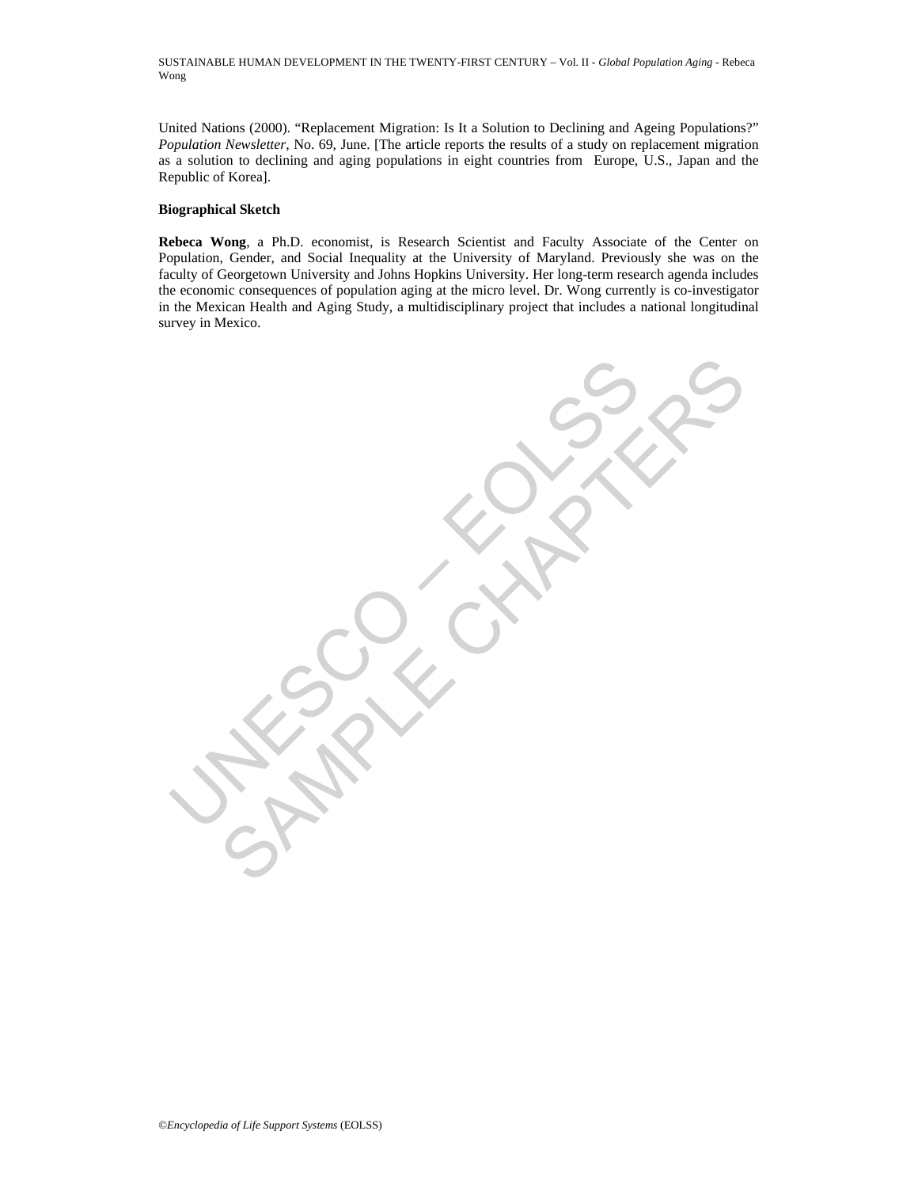United Nations (2000). “Replacement Migration: Is It a Solution to Declining and Ageing Populations?” *Population Newsletter*, No. 69, June. [The article reports the results of a study on replacement migration as a solution to declining and aging populations in eight countries from Europe, U.S., Japan and the Republic of Korea].

### Biographical Sketch

**Rebeca Wong**, a Ph.D. economist, is Research Scientist and Faculty Associate of the Center on Population, Gender, and Social Inequality at the University of Maryland. Previously she was on the faculty of Georgetown University and Johns Hopkins University. Her long-term research agenda includes the economic consequences of population aging at the micro level. Dr. Wong currently is co-investigator in the Mexican Health and Aging Study, a multidisciplinary project that includes a national longitudinal survey in Mexico.